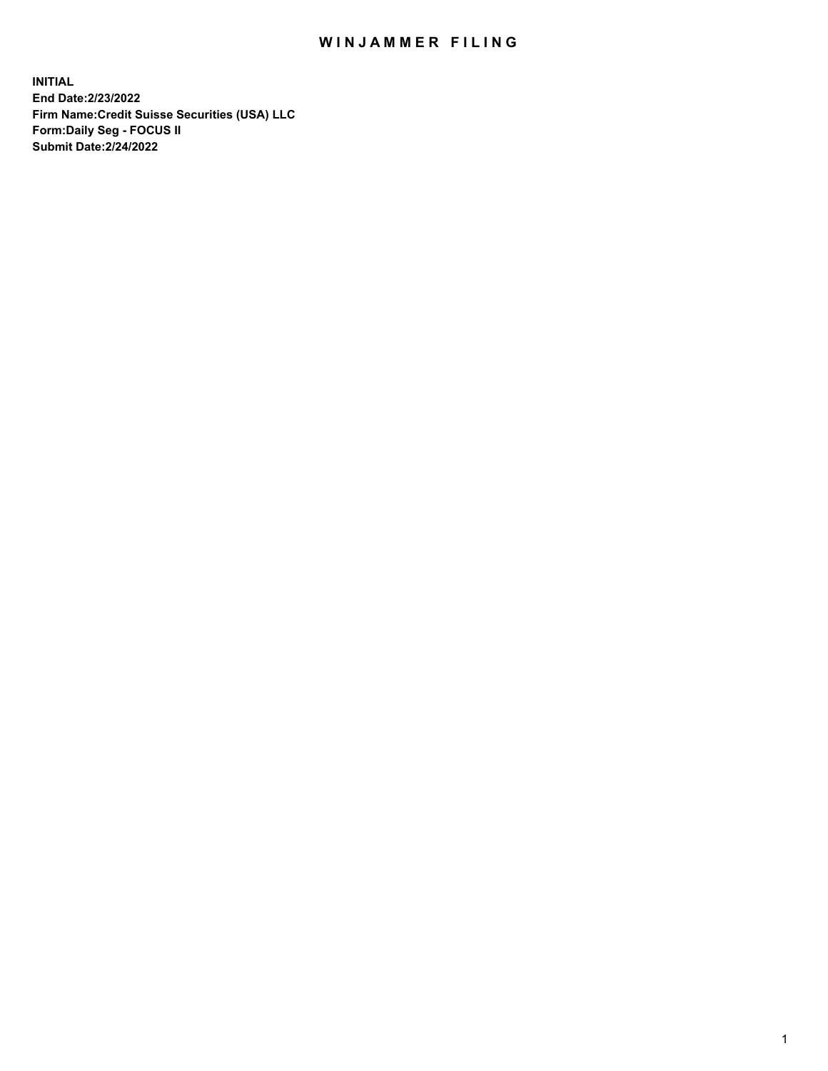# WINJAMMER FILING

**INITIAL**
**End Date:2/23/2022**
**Firm Name:Credit Suisse Securities (USA) LLC**
**Form:Daily Seg - FOCUS II**
**Submit Date:2/24/2022**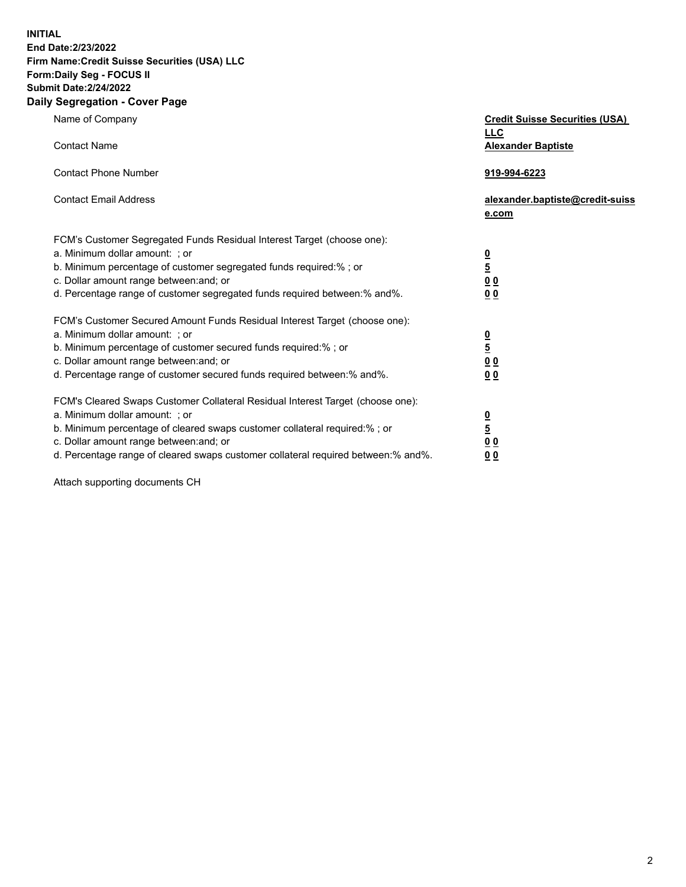**INITIAL**
**End Date:2/23/2022**
**Firm Name:Credit Suisse Securities (USA) LLC**
**Form:Daily Seg - FOCUS II**
**Submit Date:2/24/2022**

## Daily Segregation - Cover Page

| | |
|---|---|
| Name of Company | **Credit Suisse Securities (USA) LLC** |
| Contact Name | **Alexander Baptiste** |
| Contact Phone Number | **919-994-6223** |
| Contact Email Address | **alexander.baptiste@credit-suisse.com** |

FCM's Customer Segregated Funds Residual Interest Target (choose one):

| | |
|---|---|
| a. Minimum dollar amount: ; or | **0** |
| b. Minimum percentage of customer segregated funds required:% ; or | **5** |
| c. Dollar amount range between:and; or | **0 0** |
| d. Percentage range of customer segregated funds required between:% and%. | **0 0** |

FCM's Customer Secured Amount Funds Residual Interest Target (choose one):

| | |
|---|---|
| a. Minimum dollar amount: ; or | **0** |
| b. Minimum percentage of customer secured funds required:% ; or | **5** |
| c. Dollar amount range between:and; or | **0 0** |
| d. Percentage range of customer secured funds required between:% and%. | **0 0** |

FCM's Cleared Swaps Customer Collateral Residual Interest Target (choose one):

| | |
|---|---|
| a. Minimum dollar amount: ; or | **0** |
| b. Minimum percentage of cleared swaps customer collateral required:% ; or | **5** |
| c. Dollar amount range between:and; or | **0 0** |
| d. Percentage range of cleared swaps customer collateral required between:% and%. | **0 0** |

Attach supporting documents CH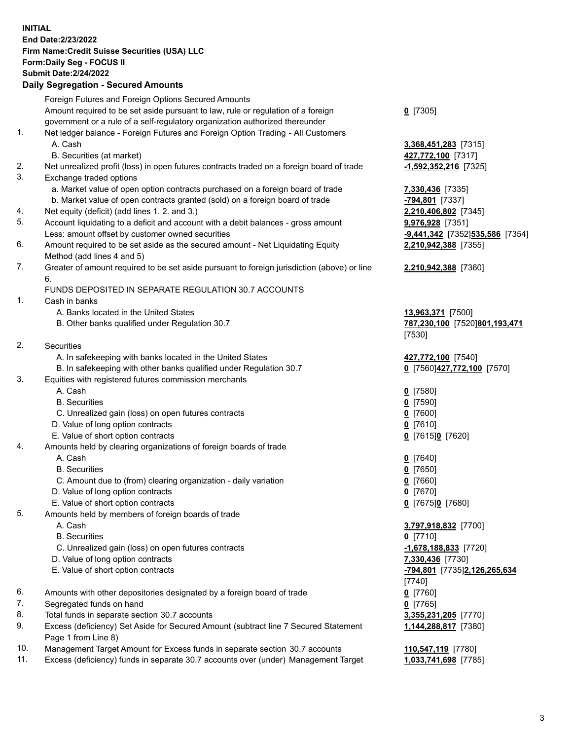**INITIAL**
**End Date:2/23/2022**
**Firm Name:Credit Suisse Securities (USA) LLC**
**Form:Daily Seg - FOCUS II**
**Submit Date:2/24/2022**

## Daily Segregation - Secured Amounts

| | | |
|---|---|---|
| | Foreign Futures and Foreign Options Secured Amounts | |
| | Amount required to be set aside pursuant to law, rule or regulation of a foreign government or a rule of a self-regulatory organization authorized thereunder | **0** [7305] |
| 1. | Net ledger balance - Foreign Futures and Foreign Option Trading - All Customers | |
| | A. Cash | **3,368,451,283** [7315] |
| | B. Securities (at market) | **427,772,100** [7317] |
| 2. | Net unrealized profit (loss) in open futures contracts traded on a foreign board of trade | **-1,592,352,216** [7325] |
| 3. | Exchange traded options | |
| | a. Market value of open option contracts purchased on a foreign board of trade | **7,330,436** [7335] |
| | b. Market value of open contracts granted (sold) on a foreign board of trade | **-794,801** [7337] |
| 4. | Net equity (deficit) (add lines 1. 2. and 3.) | **2,210,406,802** [7345] |
| 5. | Account liquidating to a deficit and account with a debit balances - gross amount | **9,976,928** [7351] |
| | Less: amount offset by customer owned securities | **-9,441,342** [7352]**535,586** [7354] |
| 6. | Amount required to be set aside as the secured amount - Net Liquidating Equity Method (add lines 4 and 5) | **2,210,942,388** [7355] |
| 7. | Greater of amount required to be set aside pursuant to foreign jurisdiction (above) or line 6. | **2,210,942,388** [7360] |
| | FUNDS DEPOSITED IN SEPARATE REGULATION 30.7 ACCOUNTS | |
| 1. | Cash in banks | |
| | A. Banks located in the United States | **13,963,371** [7500] |
| | B. Other banks qualified under Regulation 30.7 | **787,230,100** [7520]**801,193,471** [7530] |
| 2. | Securities | |
| | A. In safekeeping with banks located in the United States | **427,772,100** [7540] |
| | B. In safekeeping with other banks qualified under Regulation 30.7 | **0** [7560]**427,772,100** [7570] |
| 3. | Equities with registered futures commission merchants | |
| | A. Cash | **0** [7580] |
| | B. Securities | **0** [7590] |
| | C. Unrealized gain (loss) on open futures contracts | **0** [7600] |
| | D. Value of long option contracts | **0** [7610] |
| | E. Value of short option contracts | **0** [7615]**0** [7620] |
| 4. | Amounts held by clearing organizations of foreign boards of trade | |
| | A. Cash | **0** [7640] |
| | B. Securities | **0** [7650] |
| | C. Amount due to (from) clearing organization - daily variation | **0** [7660] |
| | D. Value of long option contracts | **0** [7670] |
| | E. Value of short option contracts | **0** [7675]**0** [7680] |
| 5. | Amounts held by members of foreign boards of trade | |
| | A. Cash | **3,797,918,832** [7700] |
| | B. Securities | **0** [7710] |
| | C. Unrealized gain (loss) on open futures contracts | **-1,678,188,833** [7720] |
| | D. Value of long option contracts | **7,330,436** [7730] |
| | E. Value of short option contracts | **-794,801** [7735]**2,126,265,634** [7740] |
| 6. | Amounts with other depositories designated by a foreign board of trade | **0** [7760] |
| 7. | Segregated funds on hand | **0** [7765] |
| 8. | Total funds in separate section 30.7 accounts | **3,355,231,205** [7770] |
| 9. | Excess (deficiency) Set Aside for Secured Amount (subtract line 7 Secured Statement Page 1 from Line 8) | **1,144,288,817** [7380] |
| 10. | Management Target Amount for Excess funds in separate section 30.7 accounts | **110,547,119** [7780] |
| 11. | Excess (deficiency) funds in separate 30.7 accounts over (under) Management Target | **1,033,741,698** [7785] |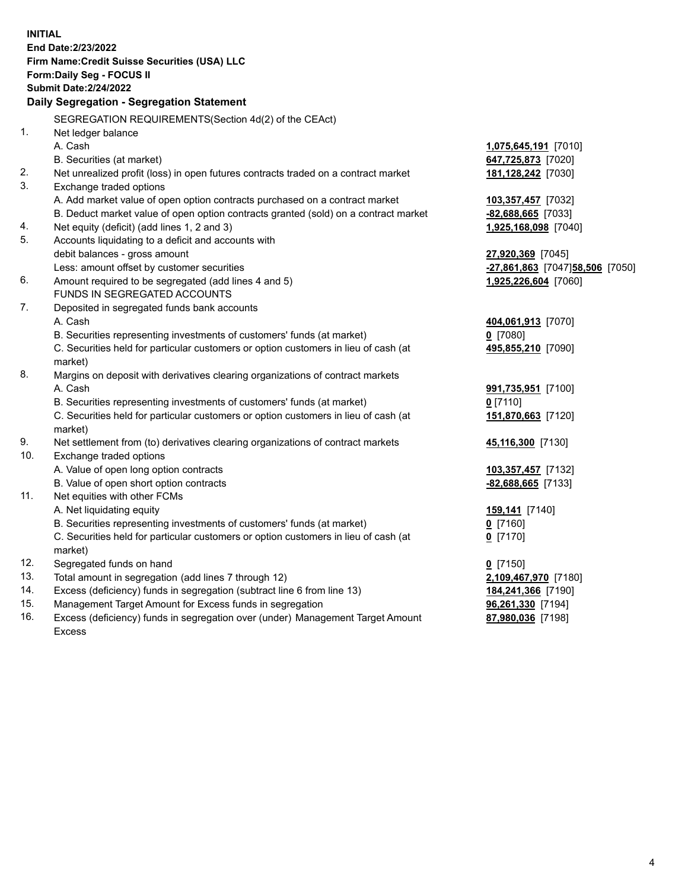**INITIAL**
**End Date:2/23/2022**
**Firm Name:Credit Suisse Securities (USA) LLC**
**Form:Daily Seg - FOCUS II**
**Submit Date:2/24/2022**

## Daily Segregation - Segregation Statement

SEGREGATION REQUIREMENTS(Section 4d(2) of the CEAct)

| | | |
|---|---|---|
| 1. | Net ledger balance | |
| | A. Cash | **1,075,645,191** [7010] |
| | B. Securities (at market) | **647,725,873** [7020] |
| 2. | Net unrealized profit (loss) in open futures contracts traded on a contract market | **181,128,242** [7030] |
| 3. | Exchange traded options | |
| | A. Add market value of open option contracts purchased on a contract market | **103,357,457** [7032] |
| | B. Deduct market value of open option contracts granted (sold) on a contract market | **-82,688,665** [7033] |
| 4. | Net equity (deficit) (add lines 1, 2 and 3) | **1,925,168,098** [7040] |
| 5. | Accounts liquidating to a deficit and accounts with debit balances - gross amount | **27,920,369** [7045] |
| | Less: amount offset by customer securities | **-27,861,863** [7047] **58,506** [7050] |
| 6. | Amount required to be segregated (add lines 4 and 5) | **1,925,226,604** [7060] |
| | FUNDS IN SEGREGATED ACCOUNTS | |
| 7. | Deposited in segregated funds bank accounts | |
| | A. Cash | **404,061,913** [7070] |
| | B. Securities representing investments of customers' funds (at market) | **0** [7080] |
| | C. Securities held for particular customers or option customers in lieu of cash (at market) | **495,855,210** [7090] |
| 8. | Margins on deposit with derivatives clearing organizations of contract markets | |
| | A. Cash | **991,735,951** [7100] |
| | B. Securities representing investments of customers' funds (at market) | **0** [7110] |
| | C. Securities held for particular customers or option customers in lieu of cash (at market) | **151,870,663** [7120] |
| 9. | Net settlement from (to) derivatives clearing organizations of contract markets | **45,116,300** [7130] |
| 10. | Exchange traded options | |
| | A. Value of open long option contracts | **103,357,457** [7132] |
| | B. Value of open short option contracts | **-82,688,665** [7133] |
| 11. | Net equities with other FCMs | |
| | A. Net liquidating equity | **159,141** [7140] |
| | B. Securities representing investments of customers' funds (at market) | **0** [7160] |
| | C. Securities held for particular customers or option customers in lieu of cash (at market) | **0** [7170] |
| 12. | Segregated funds on hand | **0** [7150] |
| 13. | Total amount in segregation (add lines 7 through 12) | **2,109,467,970** [7180] |
| 14. | Excess (deficiency) funds in segregation (subtract line 6 from line 13) | **184,241,366** [7190] |
| 15. | Management Target Amount for Excess funds in segregation | **96,261,330** [7194] |
| 16. | Excess (deficiency) funds in segregation over (under) Management Target Amount Excess | **87,980,036** [7198] |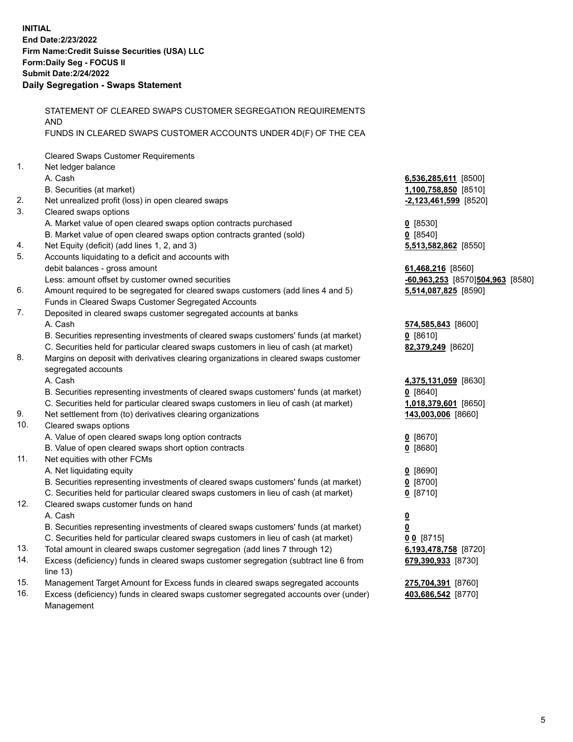**INITIAL**
**End Date:2/23/2022**
**Firm Name:Credit Suisse Securities (USA) LLC**
**Form:Daily Seg - FOCUS II**
**Submit Date:2/24/2022**
**Daily Segregation - Swaps Statement**

STATEMENT OF CLEARED SWAPS CUSTOMER SEGREGATION REQUIREMENTS AND
FUNDS IN CLEARED SWAPS CUSTOMER ACCOUNTS UNDER 4D(F) OF THE CEA

| | | |
|---|---|---|
| | Cleared Swaps Customer Requirements | |
| 1. | Net ledger balance | |
| | A. Cash | **6,536,285,611** [8500] |
| | B. Securities (at market) | **1,100,758,850** [8510] |
| 2. | Net unrealized profit (loss) in open cleared swaps | **-2,123,461,599** [8520] |
| 3. | Cleared swaps options | |
| | A. Market value of open cleared swaps option contracts purchased | **0** [8530] |
| | B. Market value of open cleared swaps option contracts granted (sold) | **0** [8540] |
| 4. | Net Equity (deficit) (add lines 1, 2, and 3) | **5,513,582,862** [8550] |
| 5. | Accounts liquidating to a deficit and accounts with | |
| | debit balances - gross amount | **61,468,216** [8560] |
| | Less: amount offset by customer owned securities | **-60,963,253** [8570]**504,963** [8580] |
| 6. | Amount required to be segregated for cleared swaps customers (add lines 4 and 5) | **5,514,087,825** [8590] |
| | Funds in Cleared Swaps Customer Segregated Accounts | |
| 7. | Deposited in cleared swaps customer segregated accounts at banks | |
| | A. Cash | **574,585,843** [8600] |
| | B. Securities representing investments of cleared swaps customers' funds (at market) | **0** [8610] |
| | C. Securities held for particular cleared swaps customers in lieu of cash (at market) | **82,379,249** [8620] |
| 8. | Margins on deposit with derivatives clearing organizations in cleared swaps customer segregated accounts | |
| | A. Cash | **4,375,131,059** [8630] |
| | B. Securities representing investments of cleared swaps customers' funds (at market) | **0** [8640] |
| | C. Securities held for particular cleared swaps customers in lieu of cash (at market) | **1,018,379,601** [8650] |
| 9. | Net settlement from (to) derivatives clearing organizations | **143,003,006** [8660] |
| 10. | Cleared swaps options | |
| | A. Value of open cleared swaps long option contracts | **0** [8670] |
| | B. Value of open cleared swaps short option contracts | **0** [8680] |
| 11. | Net equities with other FCMs | |
| | A. Net liquidating equity | **0** [8690] |
| | B. Securities representing investments of cleared swaps customers' funds (at market) | **0** [8700] |
| | C. Securities held for particular cleared swaps customers in lieu of cash (at market) | **0** [8710] |
| 12. | Cleared swaps customer funds on hand | |
| | A. Cash | **0** |
| | B. Securities representing investments of cleared swaps customers' funds (at market) | **0** |
| | C. Securities held for particular cleared swaps customers in lieu of cash (at market) | **0** **0** [8715] |
| 13. | Total amount in cleared swaps customer segregation (add lines 7 through 12) | **6,193,478,758** [8720] |
| 14. | Excess (deficiency) funds in cleared swaps customer segregation (subtract line 6 from line 13) | **679,390,933** [8730] |
| 15. | Management Target Amount for Excess funds in cleared swaps segregated accounts | **275,704,391** [8760] |
| 16. | Excess (deficiency) funds in cleared swaps customer segregated accounts over (under) Management | **403,686,542** [8770] |